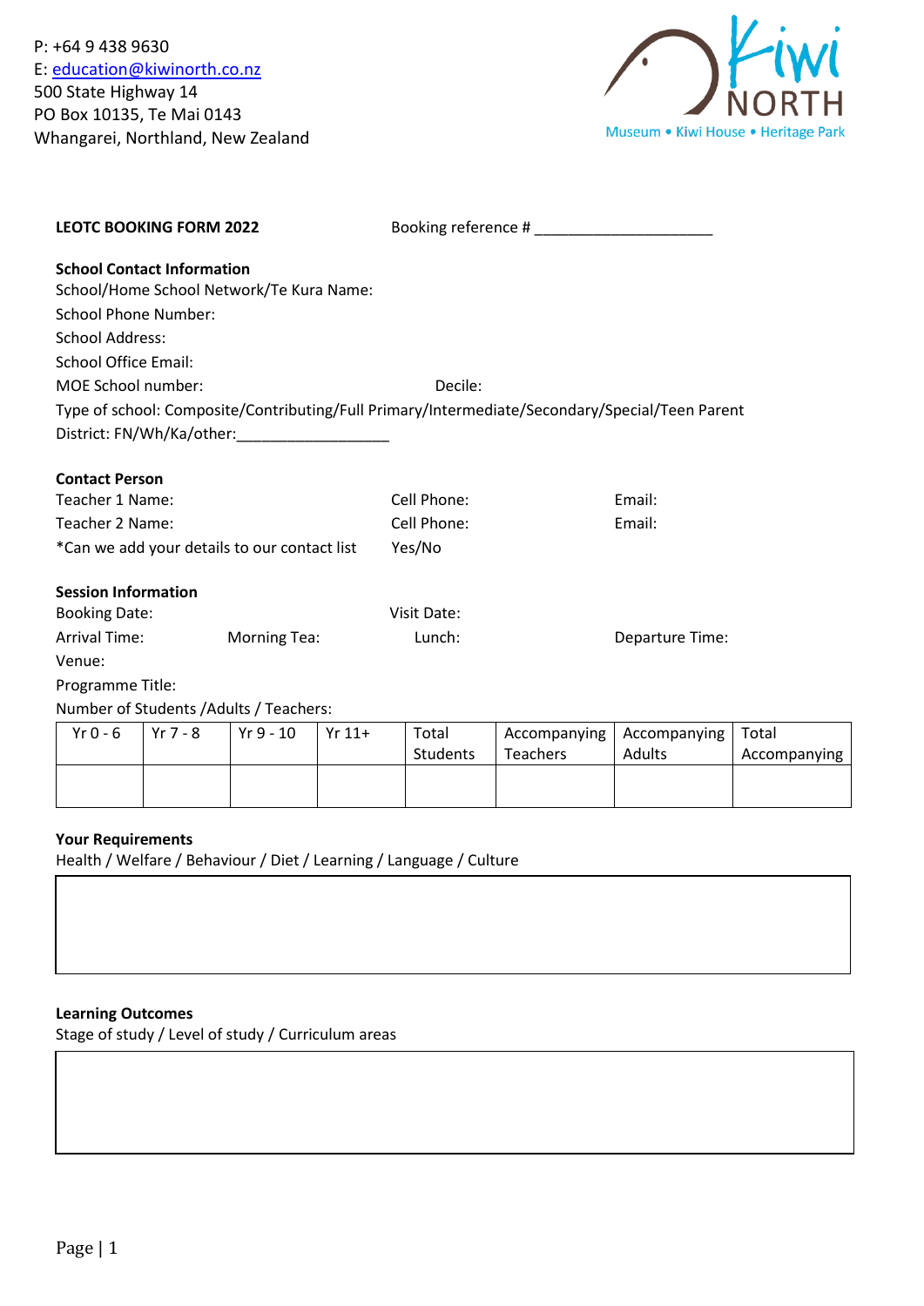P: +64 9 438 9630
E: education@kiwinorth.co.nz
500 State Highway 14
PO Box 10135, Te Mai 0143
Whangarei, Northland, New Zealand

Kiwi NORTH
Museum • Kiwi House • Heritage Park

**LEOTC BOOKING FORM 2022** Booking reference # ____________________

**School Contact Information**

School/Home School Network/Te Kura Name:

School Phone Number:

School Address:

School Office Email:

MOE School number: Decile:

Type of school: Composite/Contributing/Full Primary/Intermediate/Secondary/Special/Teen Parent

District: FN/Wh/Ka/other:_________________

**Contact Person**

Teacher 1 Name: Cell Phone: Email:

Teacher 2 Name: Cell Phone: Email:

*Can we add your details to our contact list Yes/No

**Session Information**

Booking Date: Visit Date:

Arrival Time: Morning Tea: Lunch: Departure Time:

Venue:

Programme Title:

Number of Students /Adults / Teachers:

| Yr 0 - 6 | Yr 7 - 8 | Yr 9 - 10 | Yr 11+ | Total Students | Accompanying Teachers | Accompanying Adults | Total Accompanying |
|---|---|---|---|---|---|---|---|
| | | | | | | | |

**Your Requirements**

Health / Welfare / Behaviour / Diet / Learning / Language / Culture

**Learning Outcomes**

Stage of study / Level of study / Curriculum areas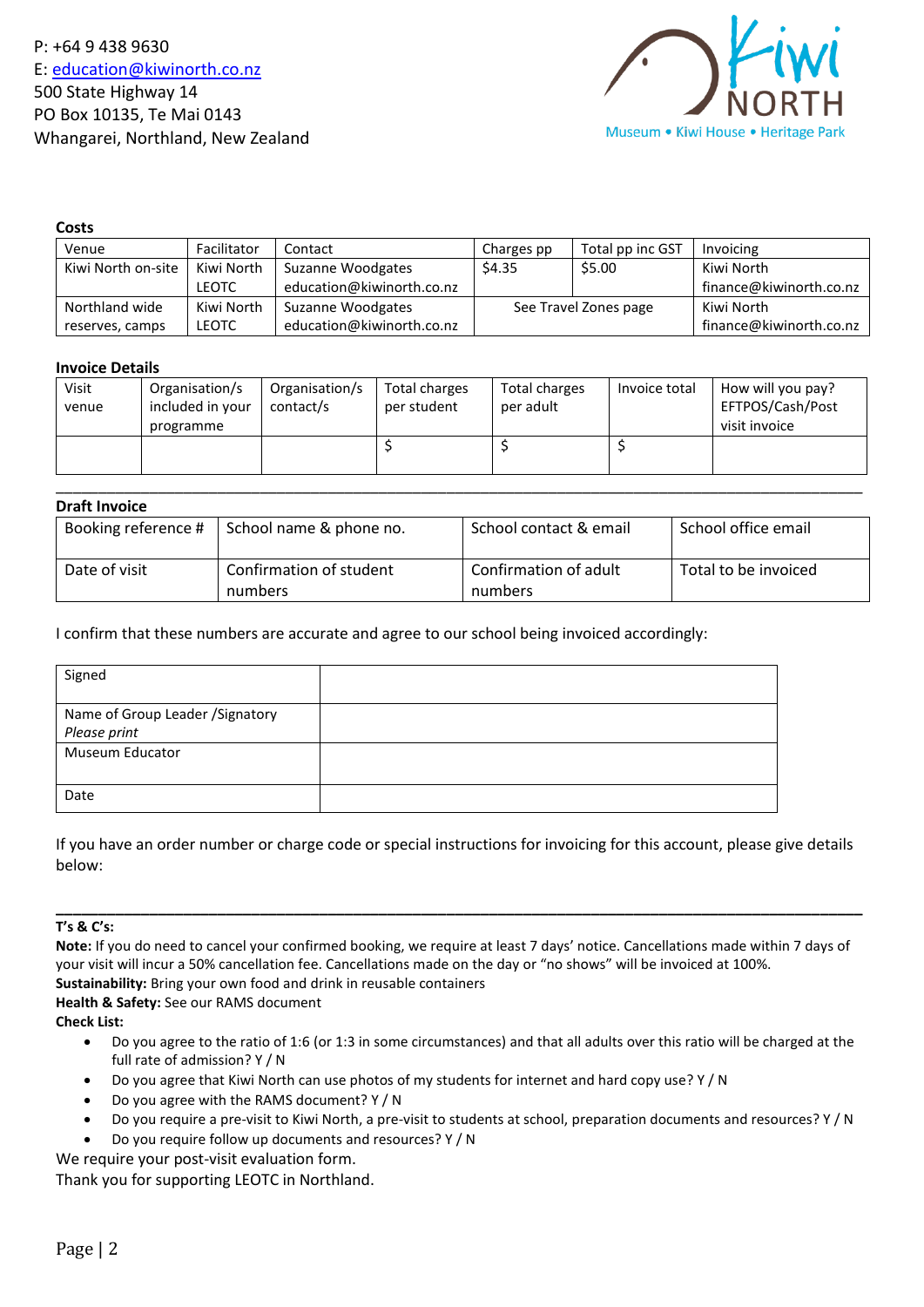P: +64 9 438 9630
E: education@kiwinorth.co.nz
500 State Highway 14
PO Box 10135, Te Mai 0143
Whangarei, Northland, New Zealand

Kiwi NORTH
Museum • Kiwi House • Heritage Park

**Costs**

| Venue | Facilitator | Contact | Charges pp | Total pp inc GST | Invoicing |
|---|---|---|---|---|---|
| Kiwi North on-site | Kiwi North LEOTC | Suzanne Woodgates education@kiwinorth.co.nz | $4.35 | $5.00 | Kiwi North finance@kiwinorth.co.nz |
| Northland wide reserves, camps | Kiwi North LEOTC | Suzanne Woodgates education@kiwinorth.co.nz | See Travel Zones page | | Kiwi North finance@kiwinorth.co.nz |

**Invoice Details**

| Visit venue | Organisation/s included in your programme | Organisation/s contact/s | Total charges per student | Total charges per adult | Invoice total | How will you pay? EFTPOS/Cash/Post visit invoice |
|---|---|---|---|---|---|---|
| | | | $ | $ | $ | |

**Draft Invoice**

| | | | |
|---|---|---|---|
| Booking reference # | School name & phone no. | School contact & email | School office email |
| Date of visit | Confirmation of student numbers | Confirmation of adult numbers | Total to be invoiced |

I confirm that these numbers are accurate and agree to our school being invoiced accordingly:

| | |
|---|---|
| Signed | |
| Name of Group Leader /Signatory *Please print* | |
| Museum Educator | |
| Date | |

If you have an order number or charge code or special instructions for invoicing for this account, please give details below:

**T's & C's:**

**Note:** If you do need to cancel your confirmed booking, we require at least 7 days' notice. Cancellations made within 7 days of your visit will incur a 50% cancellation fee. Cancellations made on the day or "no shows" will be invoiced at 100%.

**Sustainability:** Bring your own food and drink in reusable containers

**Health & Safety:** See our RAMS document

**Check List:**

- Do you agree to the ratio of 1:6 (or 1:3 in some circumstances) and that all adults over this ratio will be charged at the full rate of admission? Y / N
- Do you agree that Kiwi North can use photos of my students for internet and hard copy use? Y / N
- Do you agree with the RAMS document? Y / N
- Do you require a pre-visit to Kiwi North, a pre-visit to students at school, preparation documents and resources? Y / N
- Do you require follow up documents and resources? Y / N

We require your post-visit evaluation form.

Thank you for supporting LEOTC in Northland.